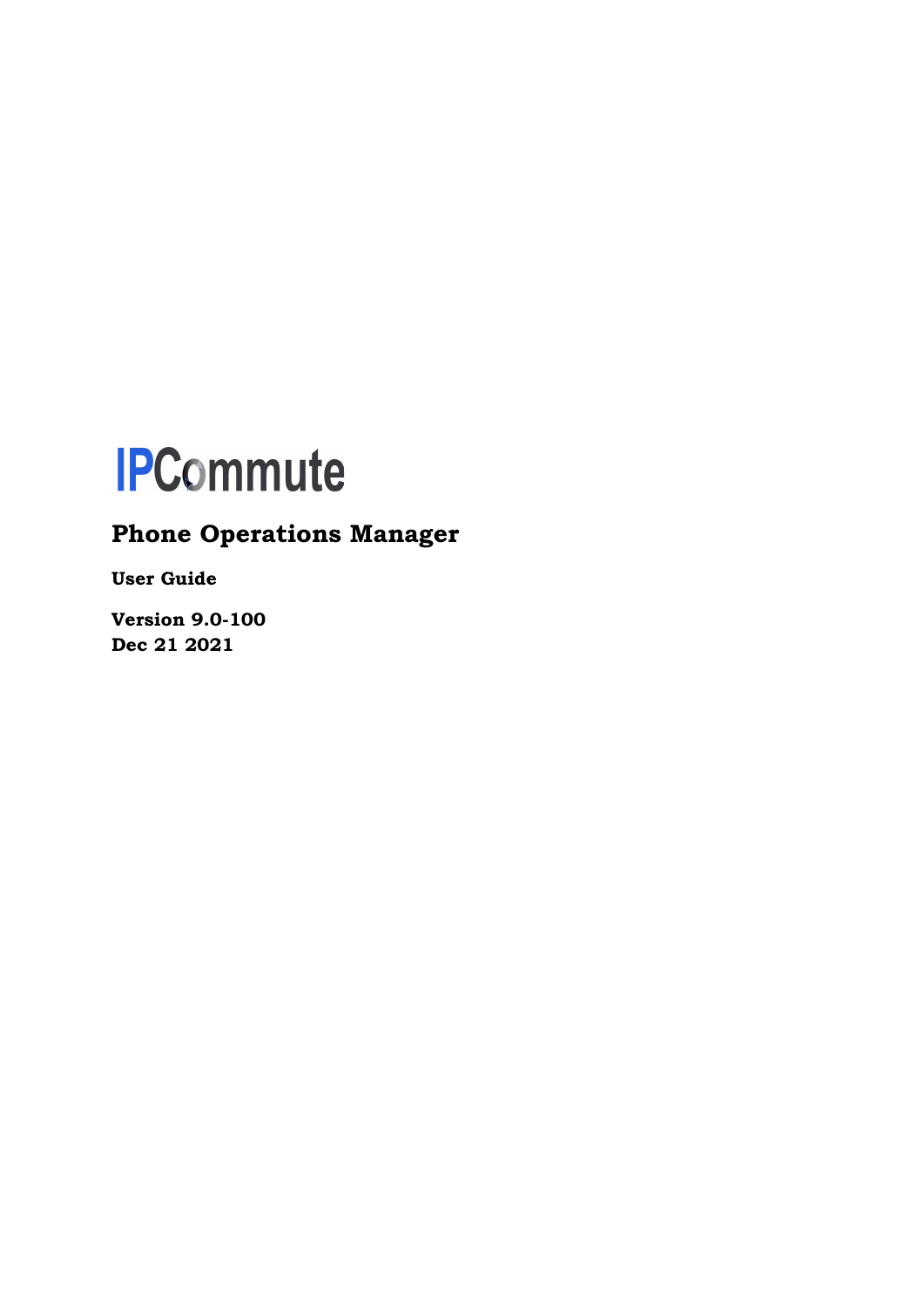IPCommute

# Phone Operations Manager

**User Guide**

**Version 9.0-100**
**Dec 21 2021**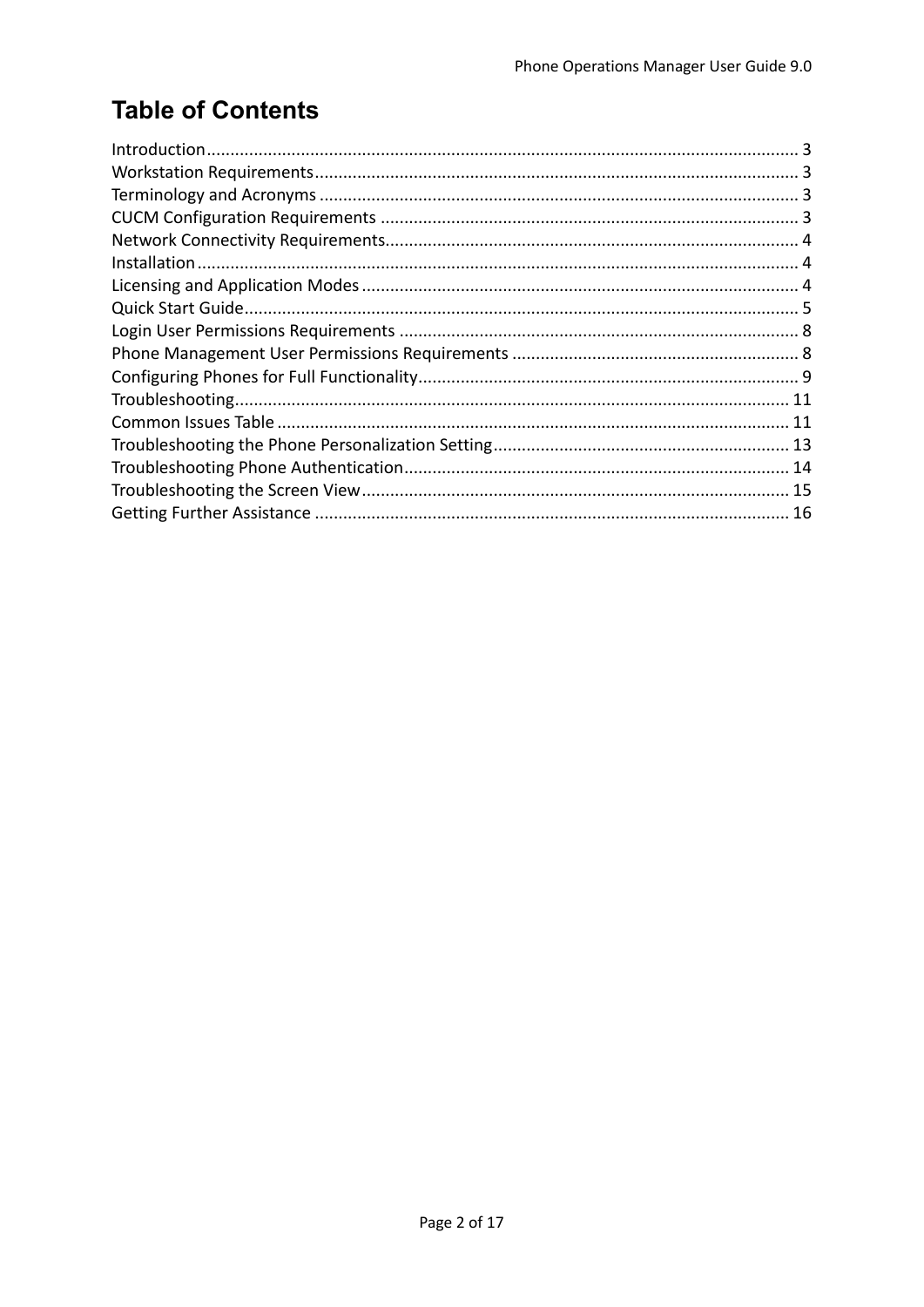# Table of Contents

Introduction ........................................................................................................................ 3
Workstation Requirements ................................................................................................. 3
Terminology and Acronyms ................................................................................................ 3
CUCM Configuration Requirements ................................................................................... 3
Network Connectivity Requirements .................................................................................. 4
Installation .......................................................................................................................... 4
Licensing and Application Modes ....................................................................................... 4
Quick Start Guide ................................................................................................................ 5
Login User Permissions Requirements ............................................................................... 8
Phone Management User Permissions Requirements ........................................................ 8
Configuring Phones for Full Functionality ........................................................................... 9
Troubleshooting ................................................................................................................ 11
Common Issues Table ....................................................................................................... 11
Troubleshooting the Phone Personalization Setting .......................................................... 13
Troubleshooting Phone Authentication ............................................................................. 14
Troubleshooting the Screen View ..................................................................................... 15
Getting Further Assistance ............................................................................................... 16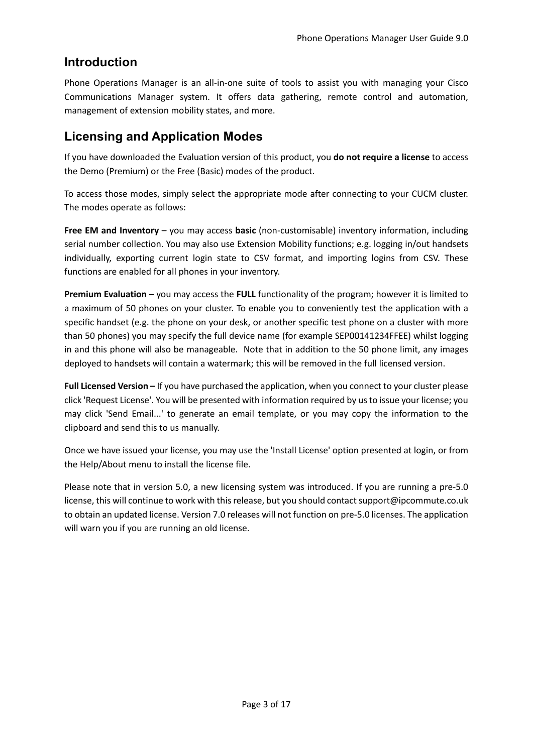## Introduction

Phone Operations Manager is an all-in-one suite of tools to assist you with managing your Cisco Communications Manager system. It offers data gathering, remote control and automation, management of extension mobility states, and more.

## Licensing and Application Modes

If you have downloaded the Evaluation version of this product, you **do not require a license** to access the Demo (Premium) or the Free (Basic) modes of the product.

To access those modes, simply select the appropriate mode after connecting to your CUCM cluster. The modes operate as follows:

**Free EM and Inventory** – you may access **basic** (non-customisable) inventory information, including serial number collection. You may also use Extension Mobility functions; e.g. logging in/out handsets individually, exporting current login state to CSV format, and importing logins from CSV. These functions are enabled for all phones in your inventory.

**Premium Evaluation** – you may access the **FULL** functionality of the program; however it is limited to a maximum of 50 phones on your cluster. To enable you to conveniently test the application with a specific handset (e.g. the phone on your desk, or another specific test phone on a cluster with more than 50 phones) you may specify the full device name (for example SEP00141234FFEE) whilst logging in and this phone will also be manageable. Note that in addition to the 50 phone limit, any images deployed to handsets will contain a watermark; this will be removed in the full licensed version.

**Full Licensed Version –** If you have purchased the application, when you connect to your cluster please click 'Request License'. You will be presented with information required by us to issue your license; you may click 'Send Email...' to generate an email template, or you may copy the information to the clipboard and send this to us manually.

Once we have issued your license, you may use the 'Install License' option presented at login, or from the Help/About menu to install the license file.

Please note that in version 5.0, a new licensing system was introduced. If you are running a pre-5.0 license, this will continue to work with this release, but you should contact support@ipcommute.co.uk to obtain an updated license. Version 7.0 releases will not function on pre-5.0 licenses. The application will warn you if you are running an old license.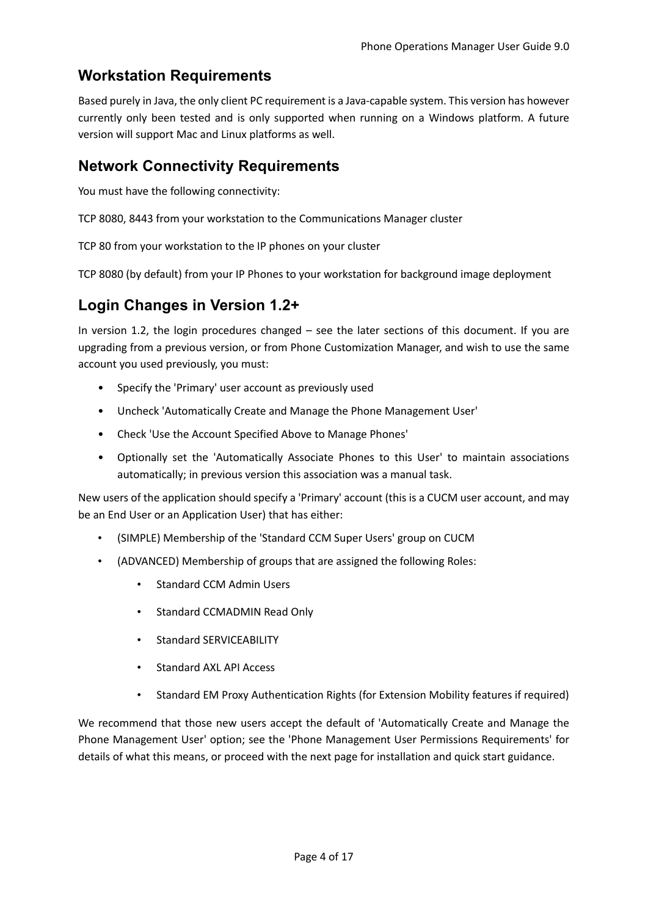## Workstation Requirements

Based purely in Java, the only client PC requirement is a Java-capable system. This version has however currently only been tested and is only supported when running on a Windows platform. A future version will support Mac and Linux platforms as well.

## Network Connectivity Requirements

You must have the following connectivity:

TCP 8080, 8443 from your workstation to the Communications Manager cluster

TCP 80 from your workstation to the IP phones on your cluster

TCP 8080 (by default) from your IP Phones to your workstation for background image deployment

## Login Changes in Version 1.2+

In version 1.2, the login procedures changed – see the later sections of this document. If you are upgrading from a previous version, or from Phone Customization Manager, and wish to use the same account you used previously, you must:

- Specify the 'Primary' user account as previously used
- Uncheck 'Automatically Create and Manage the Phone Management User'
- Check 'Use the Account Specified Above to Manage Phones'
- Optionally set the 'Automatically Associate Phones to this User' to maintain associations automatically; in previous version this association was a manual task.

New users of the application should specify a 'Primary' account (this is a CUCM user account, and may be an End User or an Application User) that has either:

- (SIMPLE) Membership of the 'Standard CCM Super Users' group on CUCM
- (ADVANCED) Membership of groups that are assigned the following Roles:
  - Standard CCM Admin Users
  - Standard CCMADMIN Read Only
  - Standard SERVICEABILITY
  - Standard AXL API Access
  - Standard EM Proxy Authentication Rights (for Extension Mobility features if required)

We recommend that those new users accept the default of 'Automatically Create and Manage the Phone Management User' option; see the 'Phone Management User Permissions Requirements' for details of what this means, or proceed with the next page for installation and quick start guidance.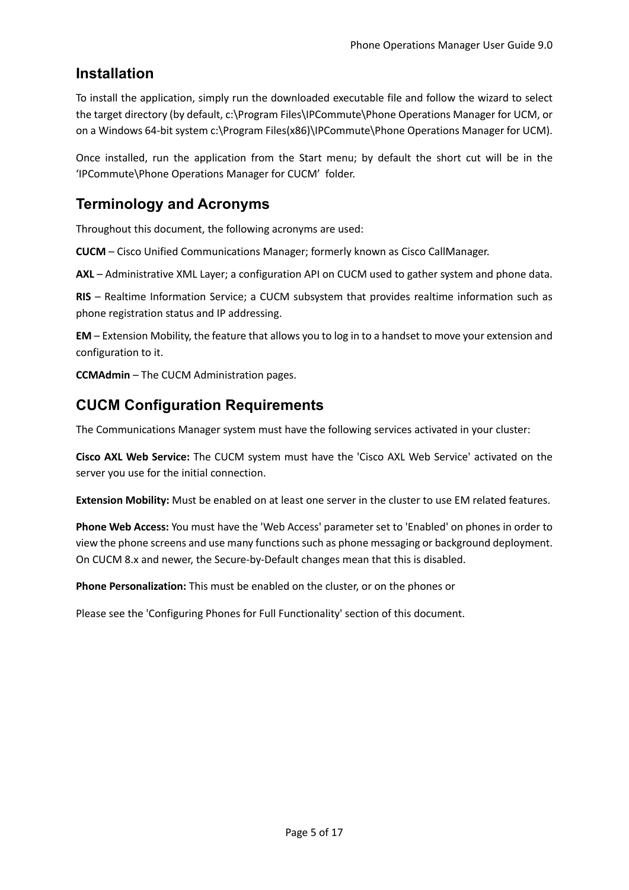## Installation

To install the application, simply run the downloaded executable file and follow the wizard to select the target directory (by default, c:\Program Files\IPCommute\Phone Operations Manager for UCM, or on a Windows 64-bit system c:\Program Files(x86)\IPCommute\Phone Operations Manager for UCM).

Once installed, run the application from the Start menu; by default the short cut will be in the 'IPCommute\Phone Operations Manager for CUCM' folder.

## Terminology and Acronyms

Throughout this document, the following acronyms are used:

**CUCM** – Cisco Unified Communications Manager; formerly known as Cisco CallManager.

**AXL** – Administrative XML Layer; a configuration API on CUCM used to gather system and phone data.

**RIS** – Realtime Information Service; a CUCM subsystem that provides realtime information such as phone registration status and IP addressing.

**EM** – Extension Mobility, the feature that allows you to log in to a handset to move your extension and configuration to it.

**CCMAdmin** – The CUCM Administration pages.

## CUCM Configuration Requirements

The Communications Manager system must have the following services activated in your cluster:

**Cisco AXL Web Service:** The CUCM system must have the 'Cisco AXL Web Service' activated on the server you use for the initial connection.

**Extension Mobility:** Must be enabled on at least one server in the cluster to use EM related features.

**Phone Web Access:** You must have the 'Web Access' parameter set to 'Enabled' on phones in order to view the phone screens and use many functions such as phone messaging or background deployment. On CUCM 8.x and newer, the Secure-by-Default changes mean that this is disabled.

**Phone Personalization:** This must be enabled on the cluster, or on the phones or

Please see the 'Configuring Phones for Full Functionality' section of this document.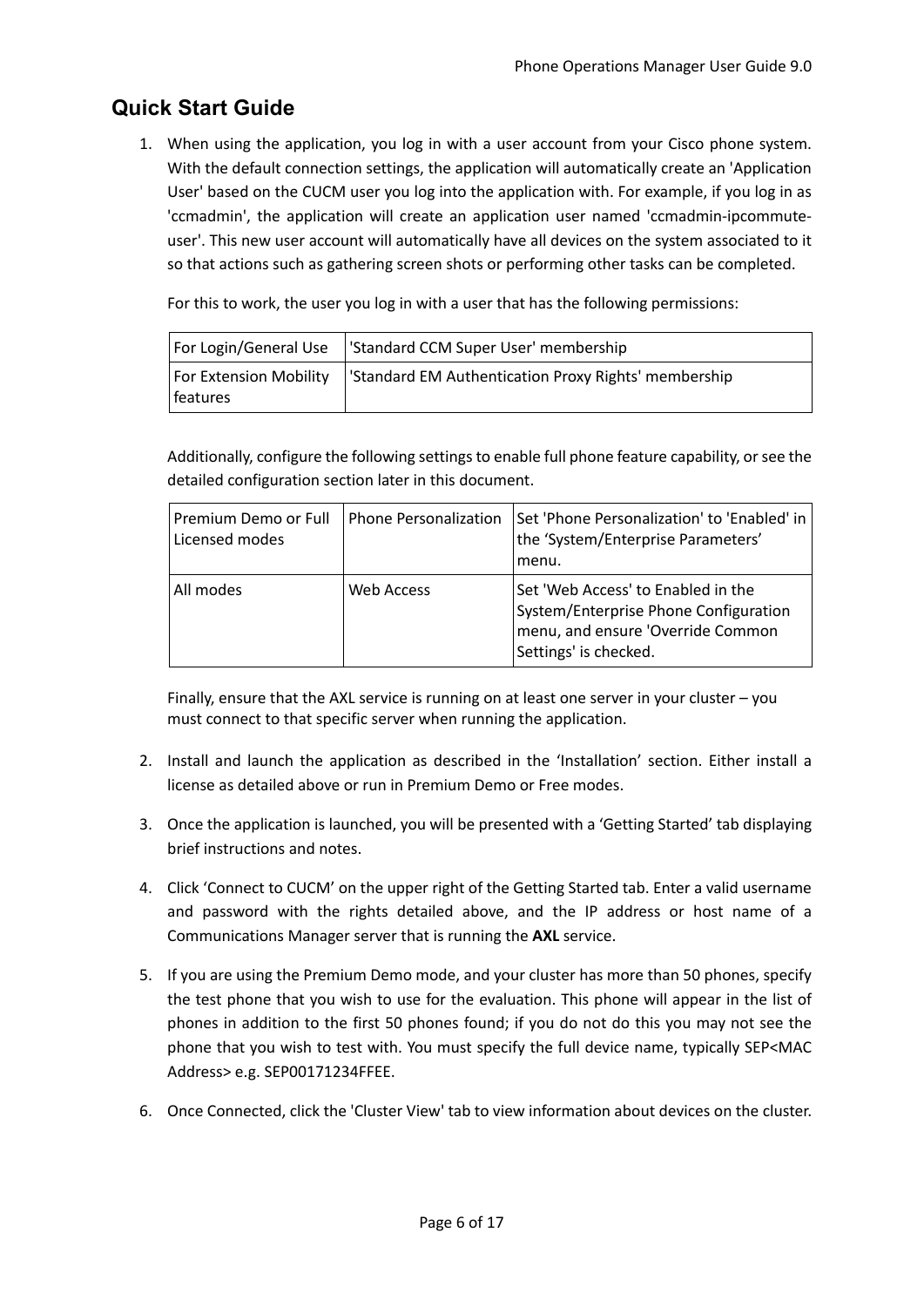## Quick Start Guide

1. When using the application, you log in with a user account from your Cisco phone system. With the default connection settings, the application will automatically create an 'Application User' based on the CUCM user you log into the application with. For example, if you log in as 'ccmadmin', the application will create an application user named 'ccmadmin-ipcommute-user'. This new user account will automatically have all devices on the system associated to it so that actions such as gathering screen shots or performing other tasks can be completed.

   For this to work, the user you log in with a user that has the following permissions:

   | For Login/General Use | 'Standard CCM Super User' membership |
   |---|---|
   | For Extension Mobility features | 'Standard EM Authentication Proxy Rights' membership |

   Additionally, configure the following settings to enable full phone feature capability, or see the detailed configuration section later in this document.

   | Premium Demo or Full Licensed modes | Phone Personalization | Set 'Phone Personalization' to 'Enabled' in the 'System/Enterprise Parameters' menu. |
   |---|---|---|
   | All modes | Web Access | Set 'Web Access' to Enabled in the System/Enterprise Phone Configuration menu, and ensure 'Override Common Settings' is checked. |

   Finally, ensure that the AXL service is running on at least one server in your cluster – you must connect to that specific server when running the application.

2. Install and launch the application as described in the 'Installation' section. Either install a license as detailed above or run in Premium Demo or Free modes.

3. Once the application is launched, you will be presented with a 'Getting Started' tab displaying brief instructions and notes.

4. Click 'Connect to CUCM' on the upper right of the Getting Started tab. Enter a valid username and password with the rights detailed above, and the IP address or host name of a Communications Manager server that is running the **AXL** service.

5. If you are using the Premium Demo mode, and your cluster has more than 50 phones, specify the test phone that you wish to use for the evaluation. This phone will appear in the list of phones in addition to the first 50 phones found; if you do not do this you may not see the phone that you wish to test with. You must specify the full device name, typically SEP<MAC Address> e.g. SEP00171234FFEE.

6. Once Connected, click the 'Cluster View' tab to view information about devices on the cluster.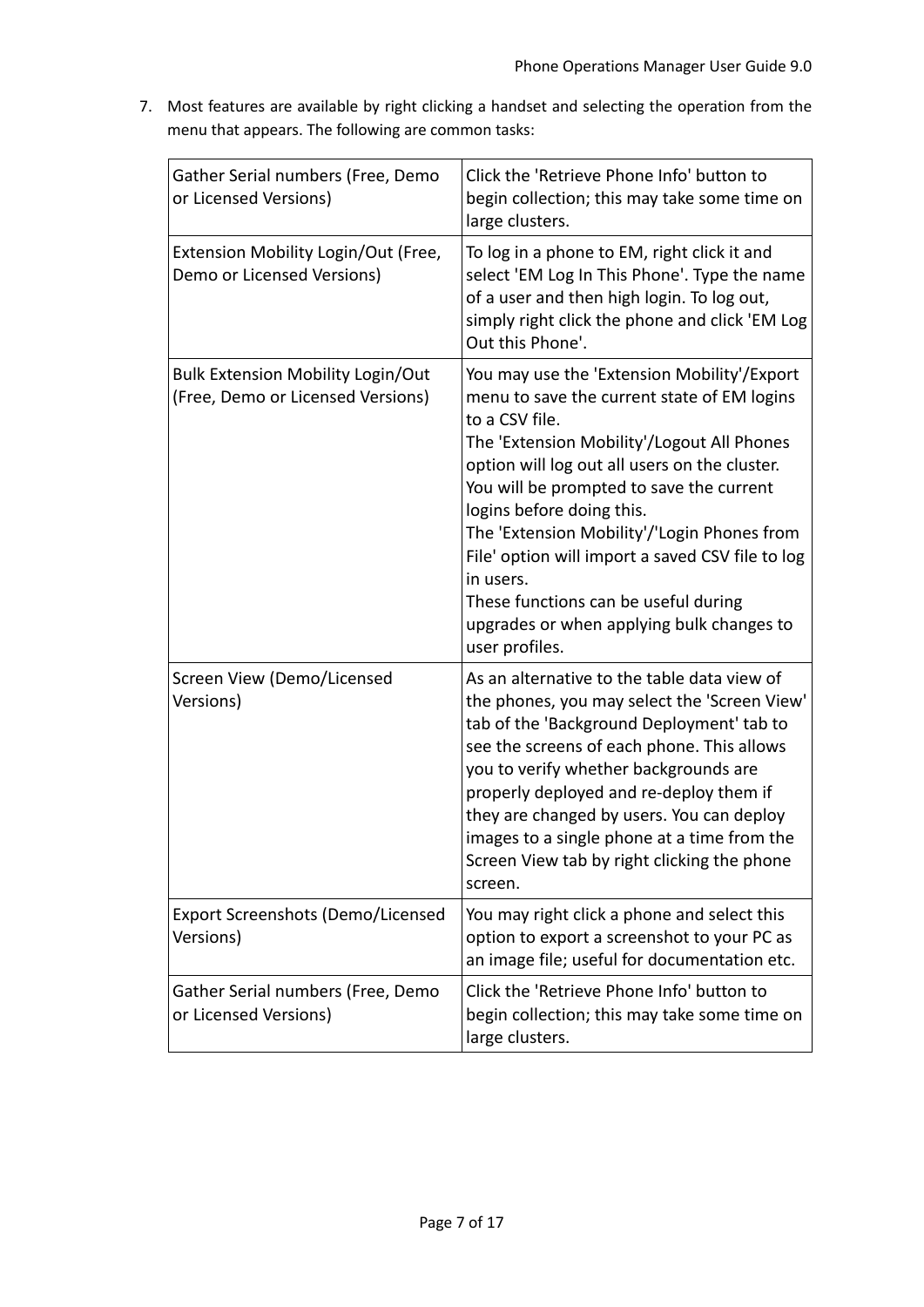7. Most features are available by right clicking a handset and selecting the operation from the menu that appears. The following are common tasks:

| Gather Serial numbers (Free, Demo or Licensed Versions) | Click the 'Retrieve Phone Info' button to begin collection; this may take some time on large clusters. |
|---|---|
| Extension Mobility Login/Out (Free, Demo or Licensed Versions) | To log in a phone to EM, right click it and select 'EM Log In This Phone'. Type the name of a user and then high login. To log out, simply right click the phone and click 'EM Log Out this Phone'. |
| Bulk Extension Mobility Login/Out (Free, Demo or Licensed Versions) | You may use the 'Extension Mobility'/Export menu to save the current state of EM logins to a CSV file.<br>The 'Extension Mobility'/Logout All Phones option will log out all users on the cluster. You will be prompted to save the current logins before doing this.<br>The 'Extension Mobility'/'Login Phones from File' option will import a saved CSV file to log in users.<br>These functions can be useful during upgrades or when applying bulk changes to user profiles. |
| Screen View (Demo/Licensed Versions) | As an alternative to the table data view of the phones, you may select the 'Screen View' tab of the 'Background Deployment' tab to see the screens of each phone. This allows you to verify whether backgrounds are properly deployed and re-deploy them if they are changed by users. You can deploy images to a single phone at a time from the Screen View tab by right clicking the phone screen. |
| Export Screenshots (Demo/Licensed Versions) | You may right click a phone and select this option to export a screenshot to your PC as an image file; useful for documentation etc. |
| Gather Serial numbers (Free, Demo or Licensed Versions) | Click the 'Retrieve Phone Info' button to begin collection; this may take some time on large clusters. |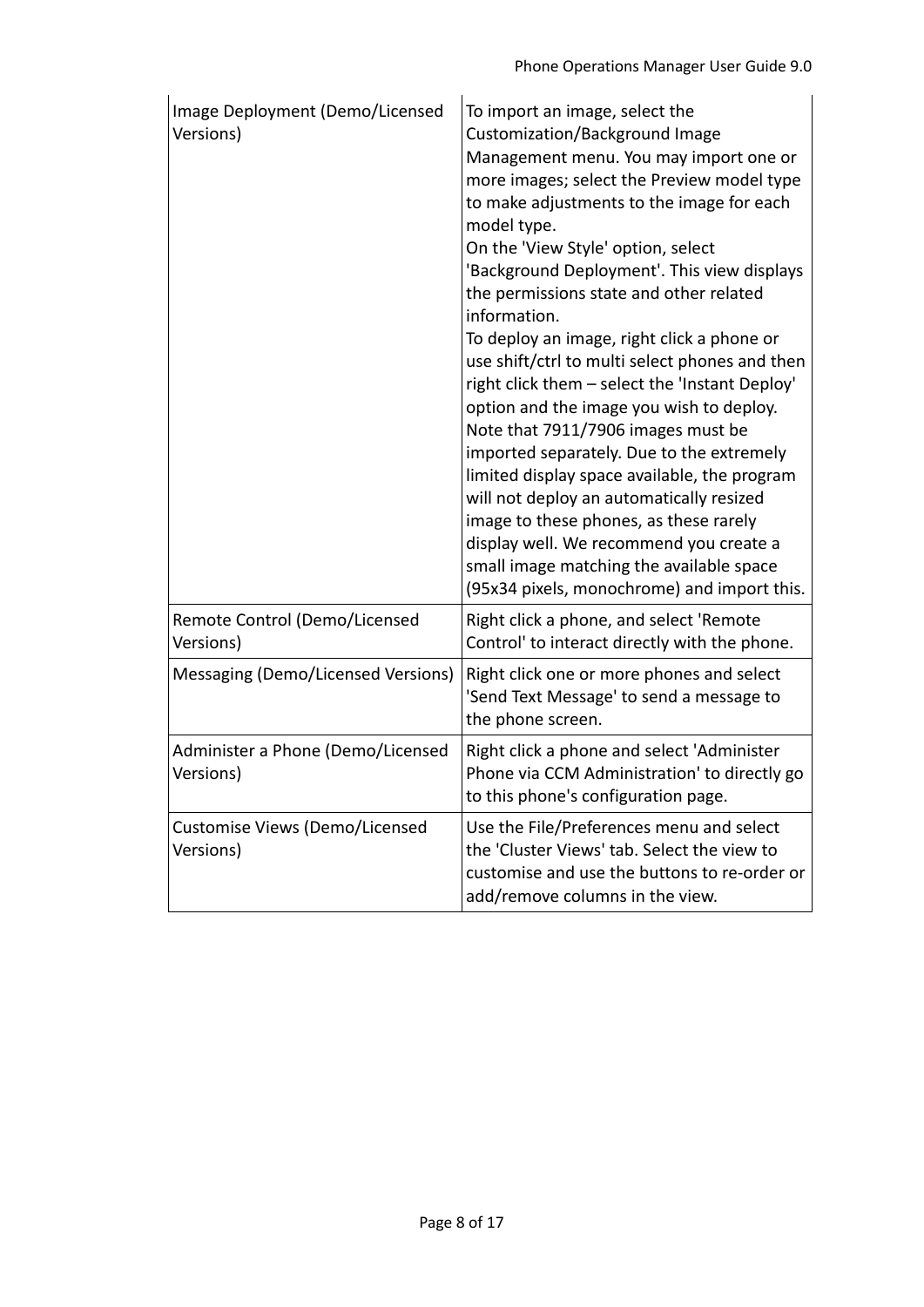| Image Deployment (Demo/Licensed Versions) | To import an image, select the Customization/Background Image Management menu. You may import one or more images; select the Preview model type to make adjustments to the image for each model type.<br>On the 'View Style' option, select 'Background Deployment'. This view displays the permissions state and other related information.<br>To deploy an image, right click a phone or use shift/ctrl to multi select phones and then right click them – select the 'Instant Deploy' option and the image you wish to deploy. Note that 7911/7906 images must be imported separately. Due to the extremely limited display space available, the program will not deploy an automatically resized image to these phones, as these rarely display well. We recommend you create a small image matching the available space (95x34 pixels, monochrome) and import this. |
|---|---|
| Remote Control (Demo/Licensed Versions) | Right click a phone, and select 'Remote Control' to interact directly with the phone. |
| Messaging (Demo/Licensed Versions) | Right click one or more phones and select 'Send Text Message' to send a message to the phone screen. |
| Administer a Phone (Demo/Licensed Versions) | Right click a phone and select 'Administer Phone via CCM Administration' to directly go to this phone's configuration page. |
| Customise Views (Demo/Licensed Versions) | Use the File/Preferences menu and select the 'Cluster Views' tab. Select the view to customise and use the buttons to re-order or add/remove columns in the view. |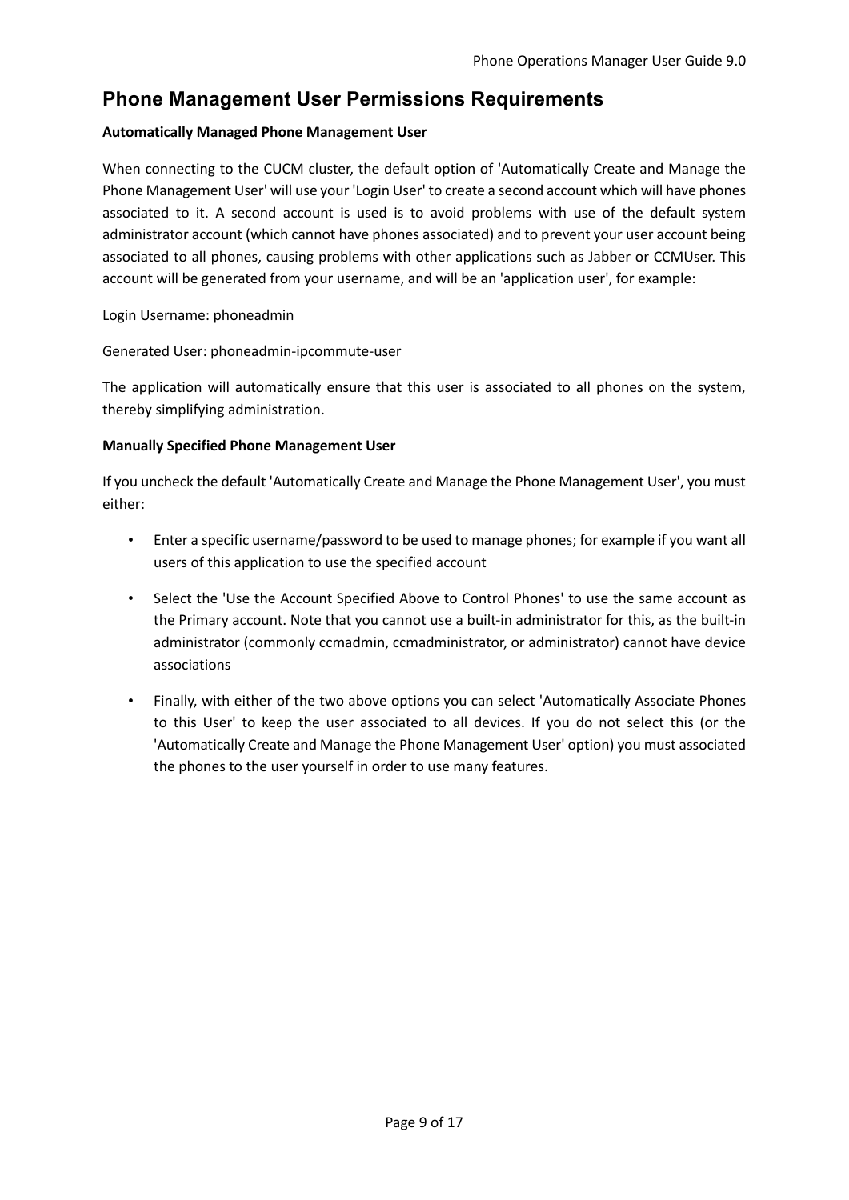## Phone Management User Permissions Requirements

**Automatically Managed Phone Management User**

When connecting to the CUCM cluster, the default option of 'Automatically Create and Manage the Phone Management User' will use your 'Login User' to create a second account which will have phones associated to it. A second account is used is to avoid problems with use of the default system administrator account (which cannot have phones associated) and to prevent your user account being associated to all phones, causing problems with other applications such as Jabber or CCMUser. This account will be generated from your username, and will be an 'application user', for example:

Login Username: phoneadmin

Generated User: phoneadmin-ipcommute-user

The application will automatically ensure that this user is associated to all phones on the system, thereby simplifying administration.

**Manually Specified Phone Management User**

If you uncheck the default 'Automatically Create and Manage the Phone Management User', you must either:

- Enter a specific username/password to be used to manage phones; for example if you want all users of this application to use the specified account
- Select the 'Use the Account Specified Above to Control Phones' to use the same account as the Primary account. Note that you cannot use a built-in administrator for this, as the built-in administrator (commonly ccmadmin, ccmadministrator, or administrator) cannot have device associations
- Finally, with either of the two above options you can select 'Automatically Associate Phones to this User' to keep the user associated to all devices. If you do not select this (or the 'Automatically Create and Manage the Phone Management User' option) you must associated the phones to the user yourself in order to use many features.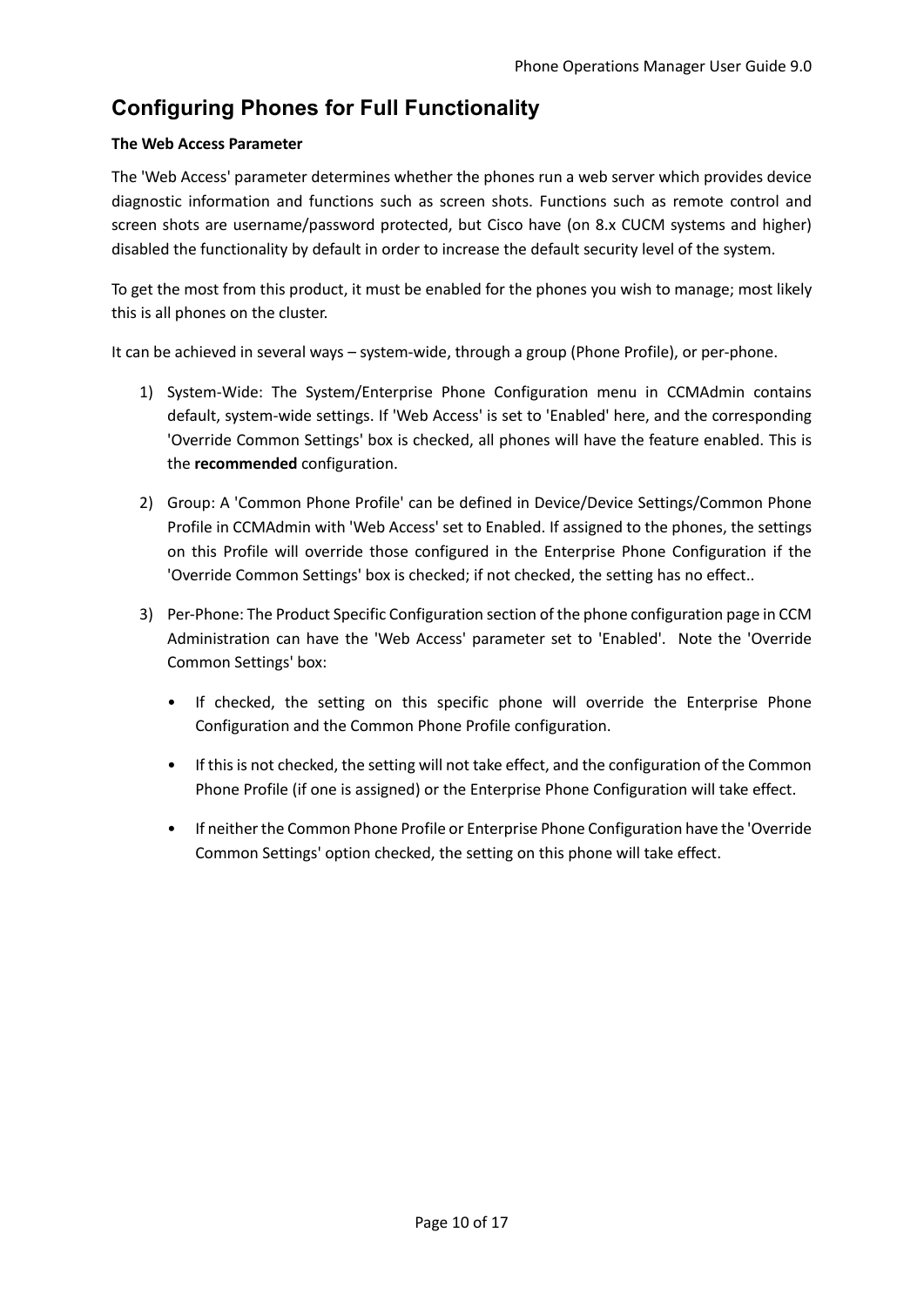## Configuring Phones for Full Functionality

**The Web Access Parameter**

The 'Web Access' parameter determines whether the phones run a web server which provides device diagnostic information and functions such as screen shots. Functions such as remote control and screen shots are username/password protected, but Cisco have (on 8.x CUCM systems and higher) disabled the functionality by default in order to increase the default security level of the system.

To get the most from this product, it must be enabled for the phones you wish to manage; most likely this is all phones on the cluster.

It can be achieved in several ways – system-wide, through a group (Phone Profile), or per-phone.

1) System-Wide: The System/Enterprise Phone Configuration menu in CCMAdmin contains default, system-wide settings. If 'Web Access' is set to 'Enabled' here, and the corresponding 'Override Common Settings' box is checked, all phones will have the feature enabled. This is the **recommended** configuration.

2) Group: A 'Common Phone Profile' can be defined in Device/Device Settings/Common Phone Profile in CCMAdmin with 'Web Access' set to Enabled. If assigned to the phones, the settings on this Profile will override those configured in the Enterprise Phone Configuration if the 'Override Common Settings' box is checked; if not checked, the setting has no effect..

3) Per-Phone: The Product Specific Configuration section of the phone configuration page in CCM Administration can have the 'Web Access' parameter set to 'Enabled'. Note the 'Override Common Settings' box:

   - If checked, the setting on this specific phone will override the Enterprise Phone Configuration and the Common Phone Profile configuration.

   - If this is not checked, the setting will not take effect, and the configuration of the Common Phone Profile (if one is assigned) or the Enterprise Phone Configuration will take effect.

   - If neither the Common Phone Profile or Enterprise Phone Configuration have the 'Override Common Settings' option checked, the setting on this phone will take effect.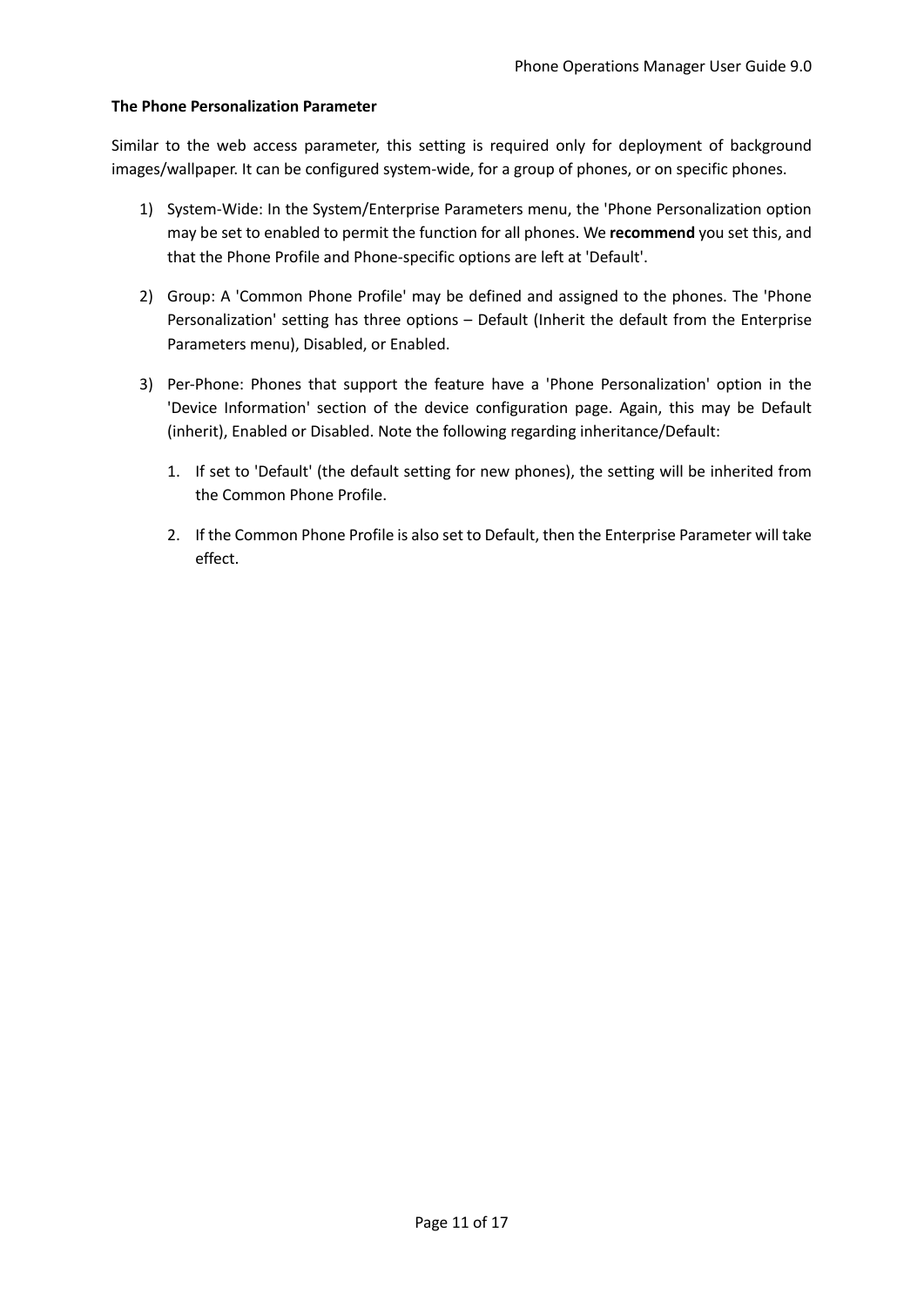**The Phone Personalization Parameter**

Similar to the web access parameter, this setting is required only for deployment of background images/wallpaper. It can be configured system-wide, for a group of phones, or on specific phones.

1) System-Wide: In the System/Enterprise Parameters menu, the 'Phone Personalization option may be set to enabled to permit the function for all phones. We **recommend** you set this, and that the Phone Profile and Phone-specific options are left at 'Default'.

2) Group: A 'Common Phone Profile' may be defined and assigned to the phones. The 'Phone Personalization' setting has three options – Default (Inherit the default from the Enterprise Parameters menu), Disabled, or Enabled.

3) Per-Phone: Phones that support the feature have a 'Phone Personalization' option in the 'Device Information' section of the device configuration page. Again, this may be Default (inherit), Enabled or Disabled. Note the following regarding inheritance/Default:

    1. If set to 'Default' (the default setting for new phones), the setting will be inherited from the Common Phone Profile.

    2. If the Common Phone Profile is also set to Default, then the Enterprise Parameter will take effect.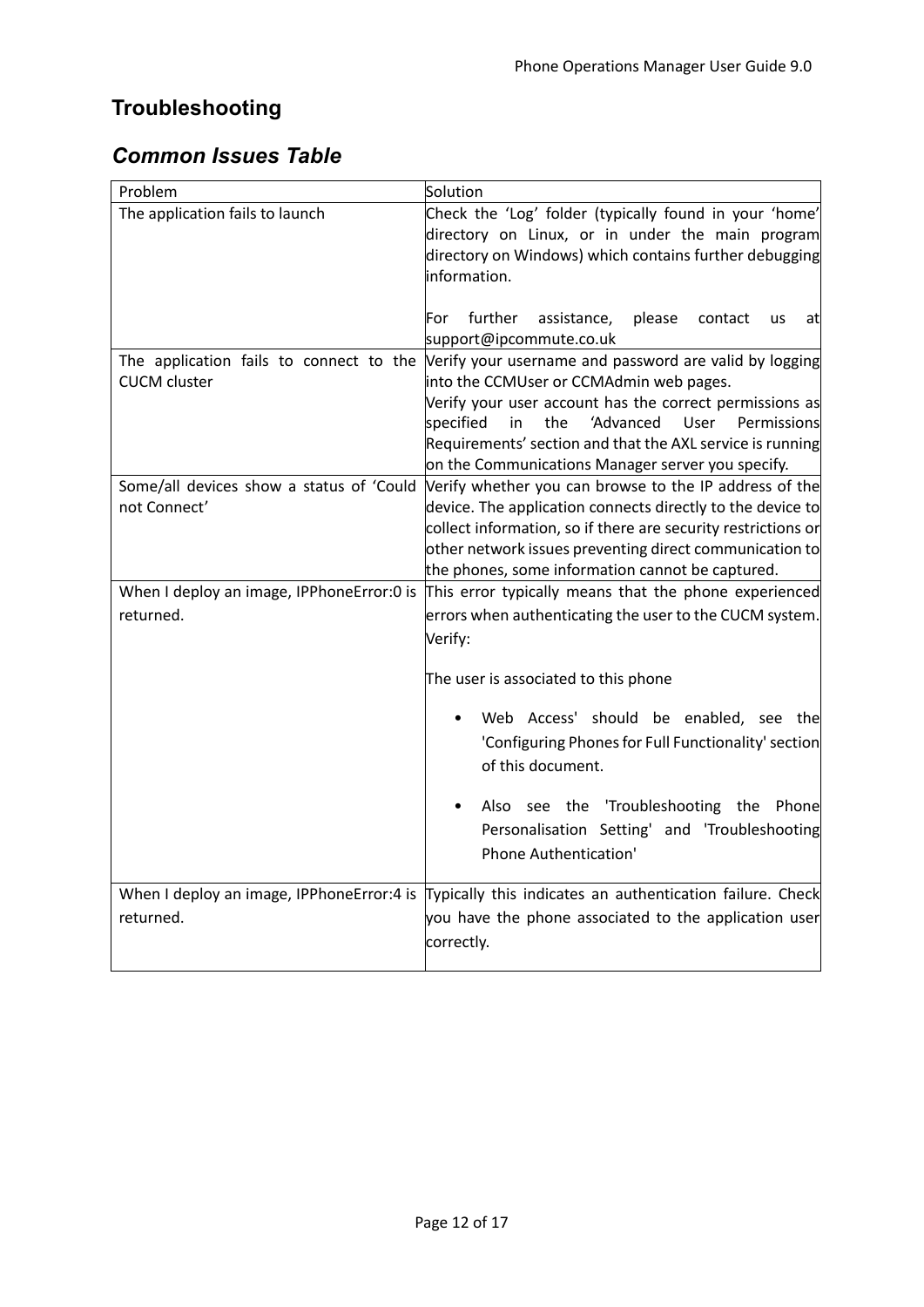## Troubleshooting

### *Common Issues Table*

| Problem | Solution |
|---|---|
| The application fails to launch | Check the 'Log' folder (typically found in your 'home' directory on Linux, or in under the main program directory on Windows) which contains further debugging information.<br><br>For further assistance, please contact us at support@ipcommute.co.uk |
| The application fails to connect to the CUCM cluster | Verify your username and password are valid by logging into the CCMUser or CCMAdmin web pages.<br>Verify your user account has the correct permissions as specified in the 'Advanced User Permissions Requirements' section and that the AXL service is running on the Communications Manager server you specify. |
| Some/all devices show a status of 'Could not Connect' | Verify whether you can browse to the IP address of the device. The application connects directly to the device to collect information, so if there are security restrictions or other network issues preventing direct communication to the phones, some information cannot be captured. |
| When I deploy an image, IPPhoneError:0 is returned. | This error typically means that the phone experienced errors when authenticating the user to the CUCM system. Verify:<br><br>The user is associated to this phone<br><br>• Web Access' should be enabled, see the 'Configuring Phones for Full Functionality' section of this document.<br><br>• Also see the 'Troubleshooting the Phone Personalisation Setting' and 'Troubleshooting Phone Authentication' |
| When I deploy an image, IPPhoneError:4 is returned. | Typically this indicates an authentication failure. Check you have the phone associated to the application user correctly. |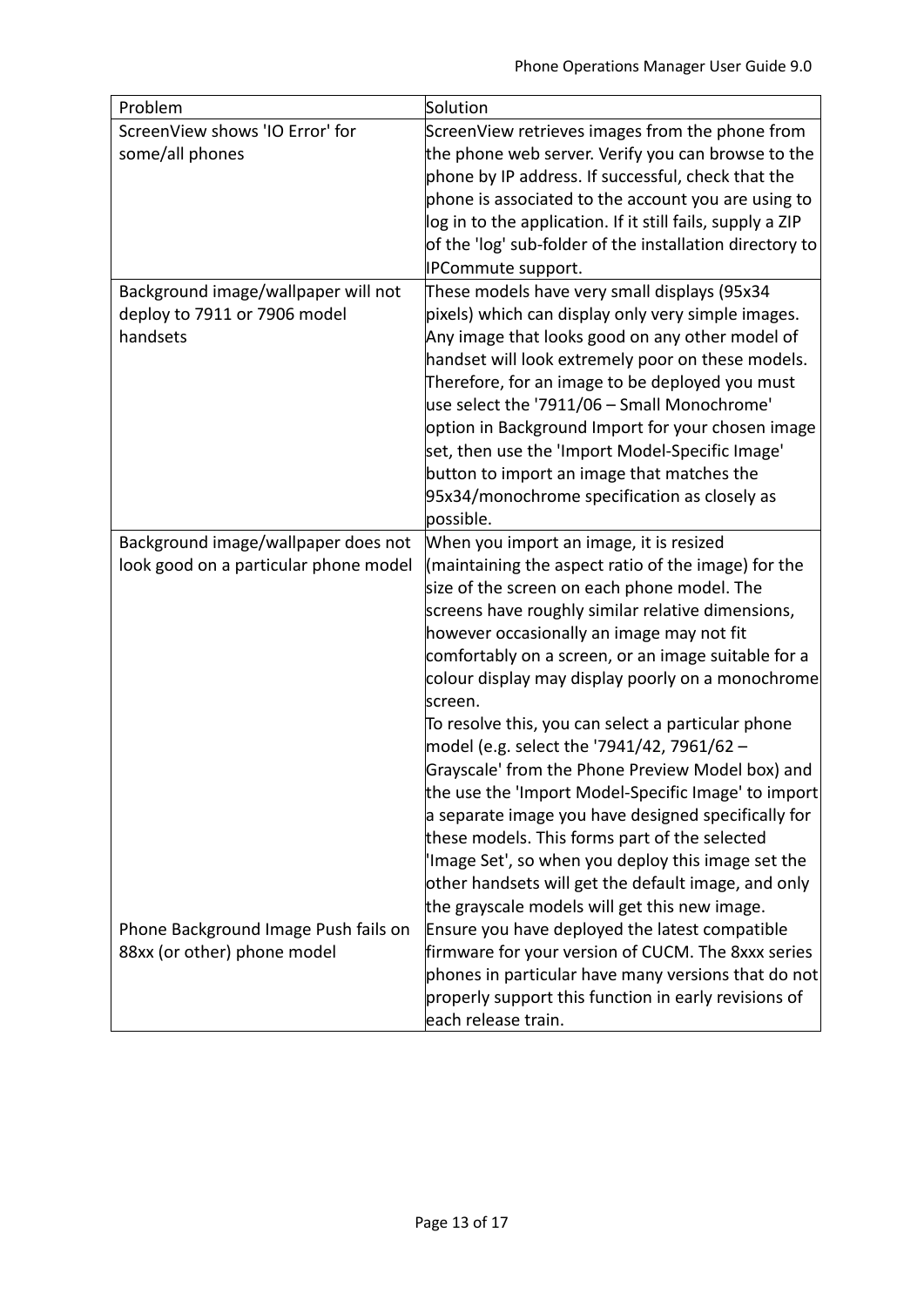| Problem | Solution |
| --- | --- |
| ScreenView shows 'IO Error' for some/all phones | ScreenView retrieves images from the phone from the phone web server. Verify you can browse to the phone by IP address. If successful, check that the phone is associated to the account you are using to log in to the application. If it still fails, supply a ZIP of the 'log' sub-folder of the installation directory to IPCommute support. |
| Background image/wallpaper will not deploy to 7911 or 7906 model handsets | These models have very small displays (95x34 pixels) which can display only very simple images. Any image that looks good on any other model of handset will look extremely poor on these models. Therefore, for an image to be deployed you must use select the '7911/06 – Small Monochrome' option in Background Import for your chosen image set, then use the 'Import Model-Specific Image' button to import an image that matches the 95x34/monochrome specification as closely as possible. |
| Background image/wallpaper does not look good on a particular phone model | When you import an image, it is resized (maintaining the aspect ratio of the image) for the size of the screen on each phone model. The screens have roughly similar relative dimensions, however occasionally an image may not fit comfortably on a screen, or an image suitable for a colour display may display poorly on a monochrome screen.<br>To resolve this, you can select a particular phone model (e.g. select the '7941/42, 7961/62 – Grayscale' from the Phone Preview Model box) and the use the 'Import Model-Specific Image' to import a separate image you have designed specifically for these models. This forms part of the selected 'Image Set', so when you deploy this image set the other handsets will get the default image, and only the grayscale models will get this new image. |
| Phone Background Image Push fails on 88xx (or other) phone model | Ensure you have deployed the latest compatible firmware for your version of CUCM. The 8xxx series phones in particular have many versions that do not properly support this function in early revisions of each release train. |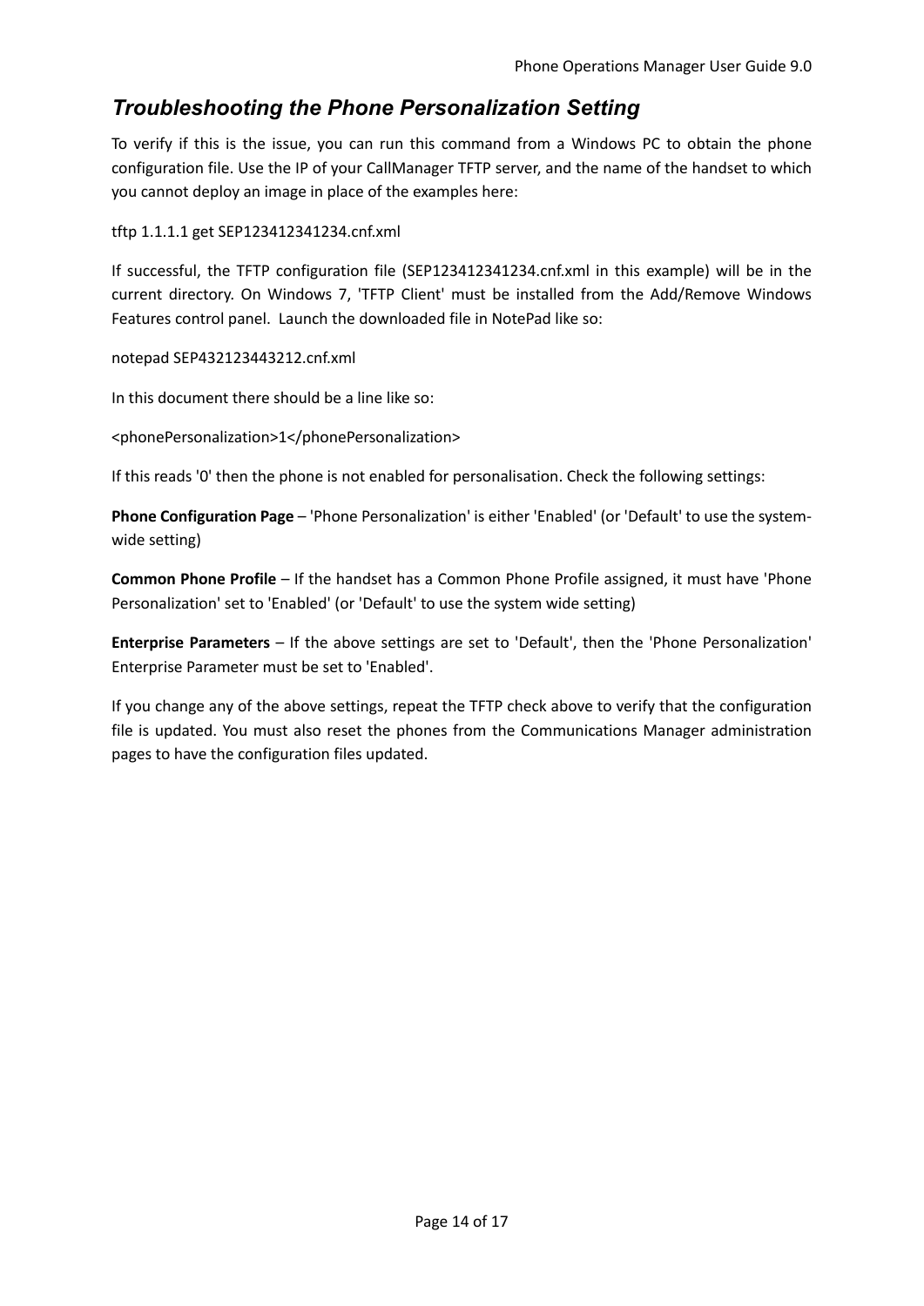## *Troubleshooting the Phone Personalization Setting*

To verify if this is the issue, you can run this command from a Windows PC to obtain the phone configuration file. Use the IP of your CallManager TFTP server, and the name of the handset to which you cannot deploy an image in place of the examples here:

tftp 1.1.1.1 get SEP123412341234.cnf.xml

If successful, the TFTP configuration file (SEP123412341234.cnf.xml in this example) will be in the current directory. On Windows 7, 'TFTP Client' must be installed from the Add/Remove Windows Features control panel. Launch the downloaded file in NotePad like so:

notepad SEP432123443212.cnf.xml

In this document there should be a line like so:

<phonePersonalization>1</phonePersonalization>

If this reads '0' then the phone is not enabled for personalisation. Check the following settings:

**Phone Configuration Page** – 'Phone Personalization' is either 'Enabled' (or 'Default' to use the system-wide setting)

**Common Phone Profile** – If the handset has a Common Phone Profile assigned, it must have 'Phone Personalization' set to 'Enabled' (or 'Default' to use the system wide setting)

**Enterprise Parameters** – If the above settings are set to 'Default', then the 'Phone Personalization' Enterprise Parameter must be set to 'Enabled'.

If you change any of the above settings, repeat the TFTP check above to verify that the configuration file is updated. You must also reset the phones from the Communications Manager administration pages to have the configuration files updated.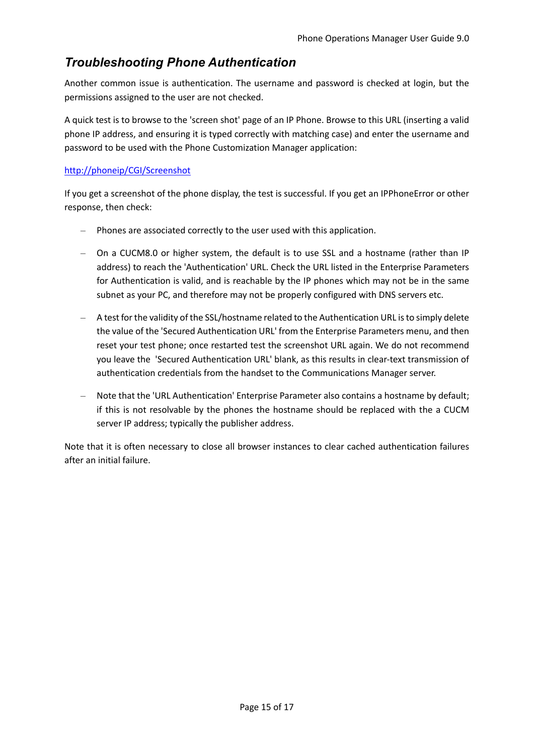## *Troubleshooting Phone Authentication*

Another common issue is authentication. The username and password is checked at login, but the permissions assigned to the user are not checked.

A quick test is to browse to the 'screen shot' page of an IP Phone. Browse to this URL (inserting a valid phone IP address, and ensuring it is typed correctly with matching case) and enter the username and password to be used with the Phone Customization Manager application:

[http://phoneip/CGI/Screenshot](http://phoneip/CGI/Screenshot)

If you get a screenshot of the phone display, the test is successful. If you get an IPPhoneError or other response, then check:

- Phones are associated correctly to the user used with this application.
- On a CUCM8.0 or higher system, the default is to use SSL and a hostname (rather than IP address) to reach the 'Authentication' URL. Check the URL listed in the Enterprise Parameters for Authentication is valid, and is reachable by the IP phones which may not be in the same subnet as your PC, and therefore may not be properly configured with DNS servers etc.
- A test for the validity of the SSL/hostname related to the Authentication URL is to simply delete the value of the 'Secured Authentication URL' from the Enterprise Parameters menu, and then reset your test phone; once restarted test the screenshot URL again. We do not recommend you leave the 'Secured Authentication URL' blank, as this results in clear-text transmission of authentication credentials from the handset to the Communications Manager server.
- Note that the 'URL Authentication' Enterprise Parameter also contains a hostname by default; if this is not resolvable by the phones the hostname should be replaced with the a CUCM server IP address; typically the publisher address.

Note that it is often necessary to close all browser instances to clear cached authentication failures after an initial failure.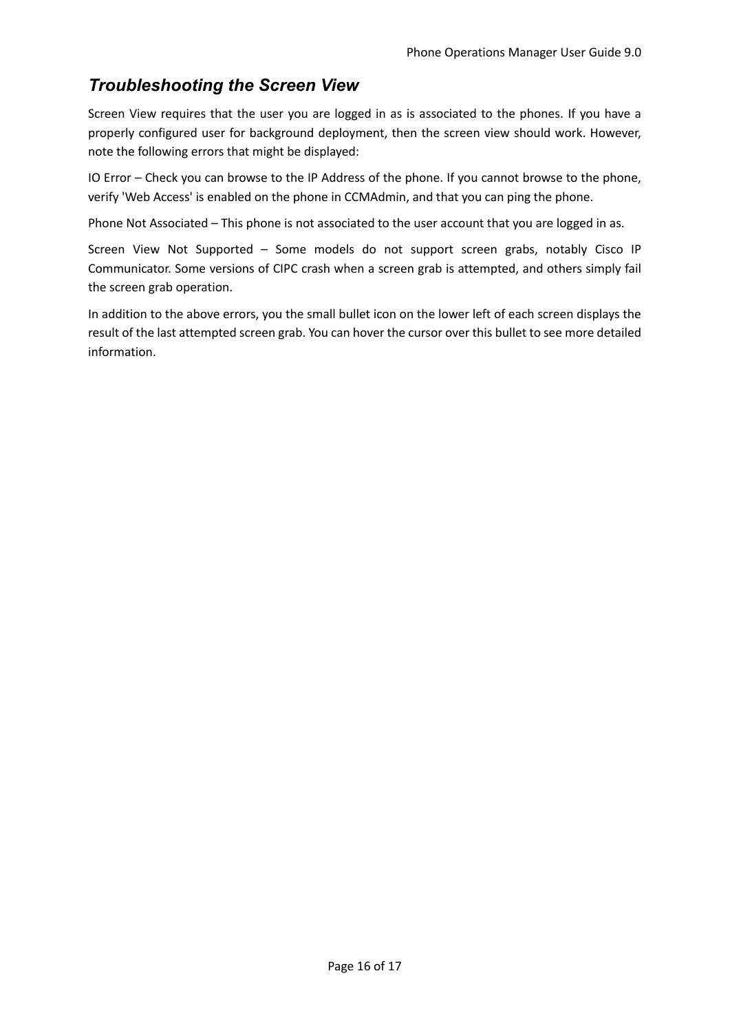## *Troubleshooting the Screen View*

Screen View requires that the user you are logged in as is associated to the phones. If you have a properly configured user for background deployment, then the screen view should work. However, note the following errors that might be displayed:

IO Error – Check you can browse to the IP Address of the phone. If you cannot browse to the phone, verify 'Web Access' is enabled on the phone in CCMAdmin, and that you can ping the phone.

Phone Not Associated – This phone is not associated to the user account that you are logged in as.

Screen View Not Supported – Some models do not support screen grabs, notably Cisco IP Communicator. Some versions of CIPC crash when a screen grab is attempted, and others simply fail the screen grab operation.

In addition to the above errors, you the small bullet icon on the lower left of each screen displays the result of the last attempted screen grab. You can hover the cursor over this bullet to see more detailed information.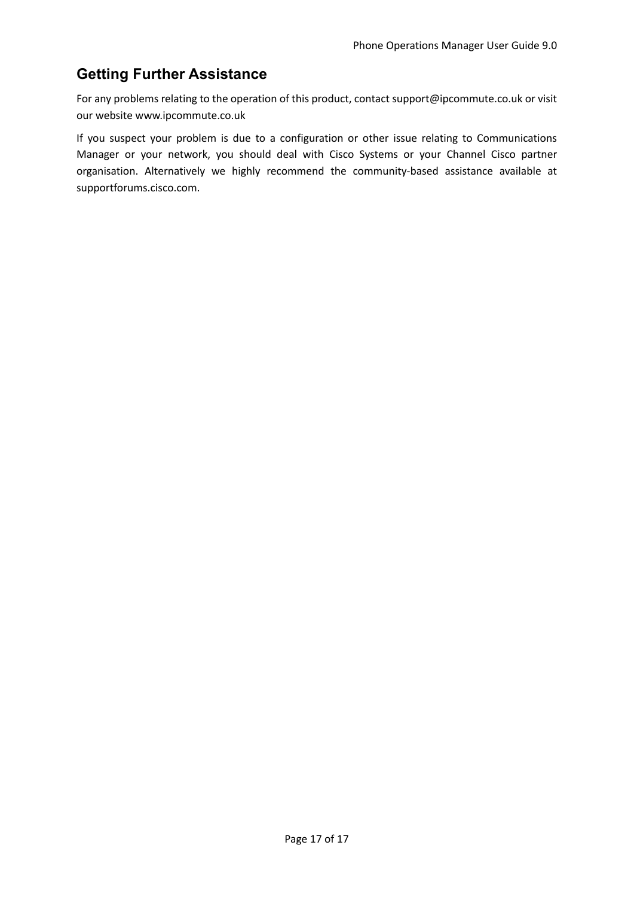## Getting Further Assistance

For any problems relating to the operation of this product, contact support@ipcommute.co.uk or visit our website www.ipcommute.co.uk

If you suspect your problem is due to a configuration or other issue relating to Communications Manager or your network, you should deal with Cisco Systems or your Channel Cisco partner organisation. Alternatively we highly recommend the community-based assistance available at supportforums.cisco.com.